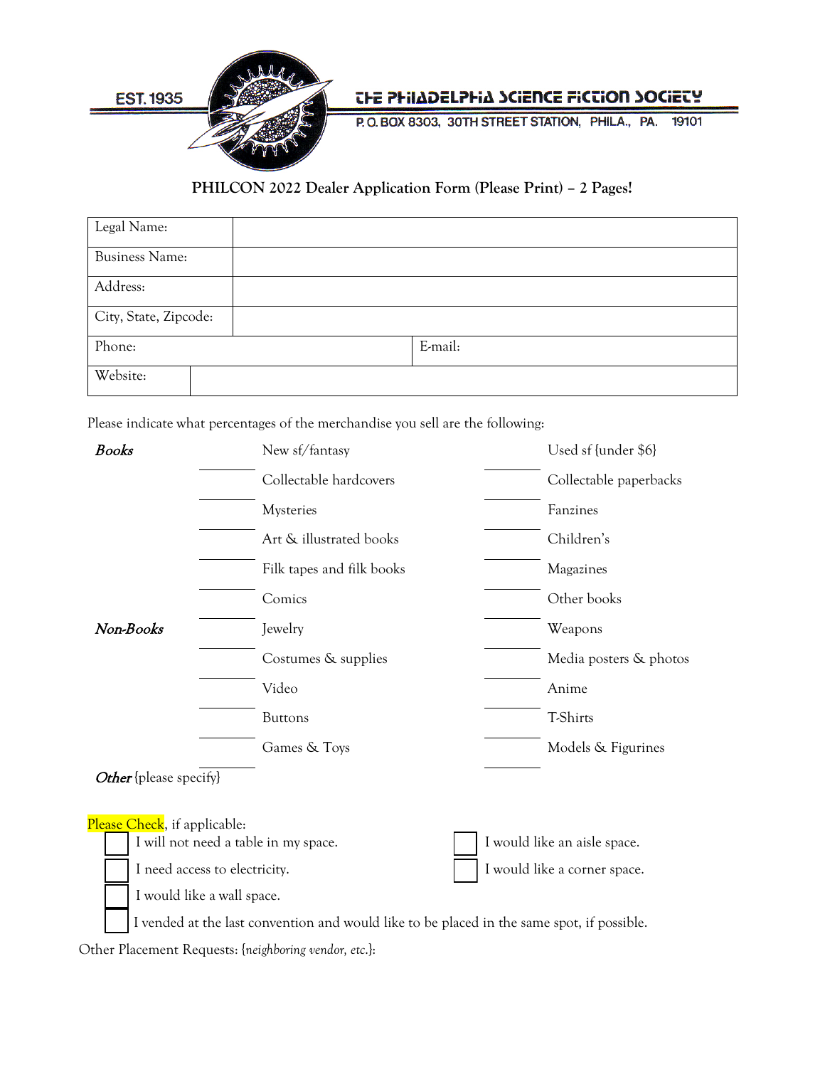EST. 1935 THE PHILADELPHIA SCIENCE FICTION SOCIETY
P. O. BOX 8303, 30TH STREET STATION, PHILA., PA. 19101

## PHILCON 2022 Dealer Application Form (Please Print) – 2 Pages!

| Legal Name: | |
|---|---|
| Business Name: | |
| Address: | |
| City, State, Zipcode: | |
| Phone: | E-mail: |
| Website: | |

Please indicate what percentages of the merchandise you sell are the following:

| | | | | |
|---|---|---|---|---|
| ***Books*** | ______ | New sf/fantasy | ______ | Used sf {under $6} |
| | ______ | Collectable hardcovers | ______ | Collectable paperbacks |
| | ______ | Mysteries | ______ | Fanzines |
| | ______ | Art & illustrated books | ______ | Children's |
| | ______ | Filk tapes and filk books | ______ | Magazines |
| | ______ | Comics | ______ | Other books |
| ***Non-Books*** | ______ | Jewelry | ______ | Weapons |
| | ______ | Costumes & supplies | ______ | Media posters & photos |
| | ______ | Video | ______ | Anime |
| | ______ | Buttons | ______ | T-Shirts |
| | ______ | Games & Toys | ______ | Models & Figurines |

***Other*** {please specify}

Please Check, if applicable:

- ☐ I will not need a table in my space.
- ☐ I need access to electricity.
- ☐ I would like a wall space.
- ☐ I would like an aisle space.
- ☐ I would like a corner space.
- ☐ I vended at the last convention and would like to be placed in the same spot, if possible.

Other Placement Requests: {*neighboring vendor, etc.*}: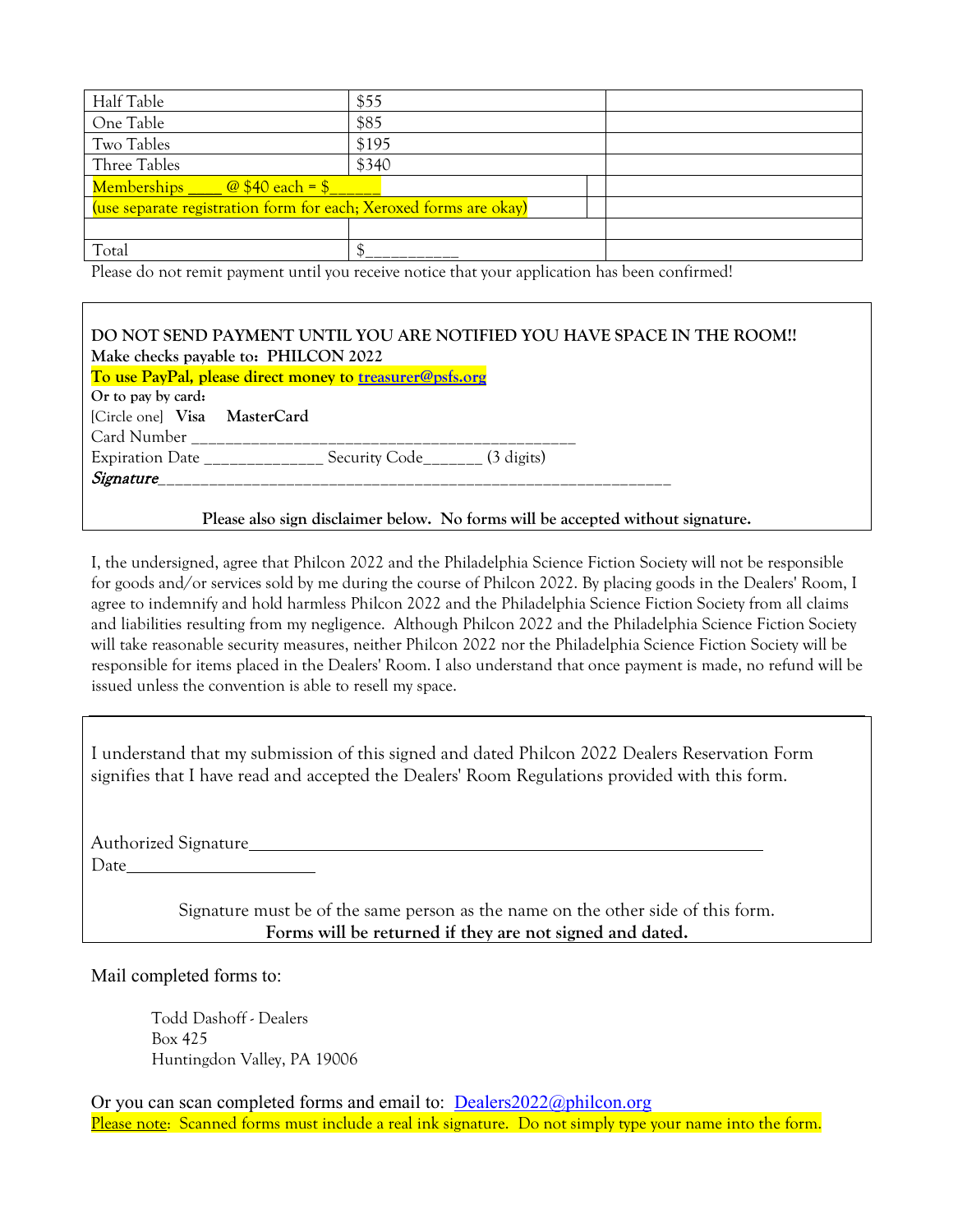| | | |
|---|---|---|
| Half Table | $55 | |
| One Table | $85 | |
| Two Tables | $195 | |
| Three Tables | $340 | |
| Memberships ____ @ $40 each = $______ | | |
| (use separate registration form for each; Xeroxed forms are okay) | | |
| | | |
| Total | $__________ | |

Please do not remit payment until you receive notice that your application has been confirmed!

**DO NOT SEND PAYMENT UNTIL YOU ARE NOTIFIED YOU HAVE SPACE IN THE ROOM!!**
**Make checks payable to: PHILCON 2022**
**To use PayPal, please direct money to treasurer@psfs.org**
**Or to pay by card:**
[Circle one] **Visa** **MasterCard**
Card Number ____________________________________________
Expiration Date ______________ Security Code_______ (3 digits)
*Signature*_____________________________________________________________

**Please also sign disclaimer below. No forms will be accepted without signature.**

I, the undersigned, agree that Philcon 2022 and the Philadelphia Science Fiction Society will not be responsible for goods and/or services sold by me during the course of Philcon 2022. By placing goods in the Dealers' Room, I agree to indemnify and hold harmless Philcon 2022 and the Philadelphia Science Fiction Society from all claims and liabilities resulting from my negligence. Although Philcon 2022 and the Philadelphia Science Fiction Society will take reasonable security measures, neither Philcon 2022 nor the Philadelphia Science Fiction Society will be responsible for items placed in the Dealers' Room. I also understand that once payment is made, no refund will be issued unless the convention is able to resell my space.

I understand that my submission of this signed and dated Philcon 2022 Dealers Reservation Form signifies that I have read and accepted the Dealers' Room Regulations provided with this form.

Authorized Signature________________________________________________________________
Date______________________

Signature must be of the same person as the name on the other side of this form.
**Forms will be returned if they are not signed and dated.**

Mail completed forms to:

Todd Dashoff - Dealers
Box 425
Huntingdon Valley, PA 19006

Or you can scan completed forms and email to: Dealers2022@philcon.org
Please note: Scanned forms must include a real ink signature. Do not simply type your name into the form.